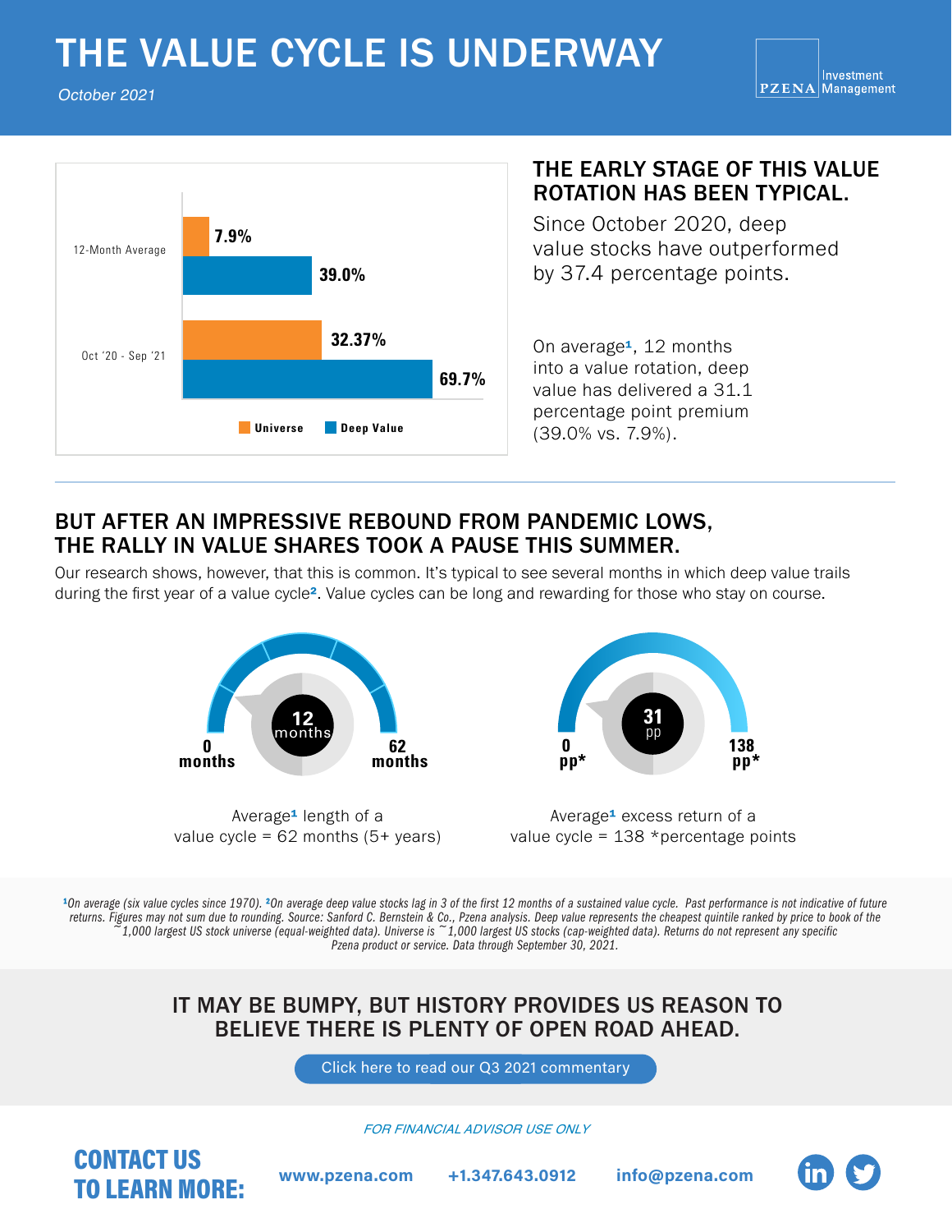# THE VALUE CYCLE IS UNDERWAY

*October 2021*

PZENA Investment Management

| | Universe | Deep Value |
|---|---|---|
| 12-Month Average | 7.9% | 39.0% |
| Oct '20 - Sep '21 | 32.37% | 69.7% |

## THE EARLY STAGE OF THIS VALUE ROTATION HAS BEEN TYPICAL.

Since October 2020, deep value stocks have outperformed by 37.4 percentage points.

On average[1], 12 months into a value rotation, deep value has delivered a 31.1 percentage point premium (39.0% vs. 7.9%).

## BUT AFTER AN IMPRESSIVE REBOUND FROM PANDEMIC LOWS, THE RALLY IN VALUE SHARES TOOK A PAUSE THIS SUMMER.

Our research shows, however, that this is common. It's typical to see several months in which deep value trails during the first year of a value cycle[2]. Value cycles can be long and rewarding for those who stay on course.

0 months — 12 months — 62 months

Average[1] length of a value cycle = 62 months (5+ years)

0 pp* — 31 pp — 138 pp*

Average[1] excess return of a value cycle = 138 *percentage points

*[1]On average (six value cycles since 1970). [2]On average deep value stocks lag in 3 of the first 12 months of a sustained value cycle. Past performance is not indicative of future returns. Figures may not sum due to rounding. Source: Sanford C. Bernstein & Co., Pzena analysis. Deep value represents the cheapest quintile ranked by price to book of the ~1,000 largest US stock universe (equal-weighted data). Universe is ~1,000 largest US stocks (cap-weighted data). Returns do not represent any specific Pzena product or service. Data through September 30, 2021.*

## IT MAY BE BUMPY, BUT HISTORY PROVIDES US REASON TO BELIEVE THERE IS PLENTY OF OPEN ROAD AHEAD.

Click here to read our Q3 2021 commentary

*FOR FINANCIAL ADVISOR USE ONLY*

**CONTACT US TO LEARN MORE:**

www.pzena.com    +1.347.643.0912    info@pzena.com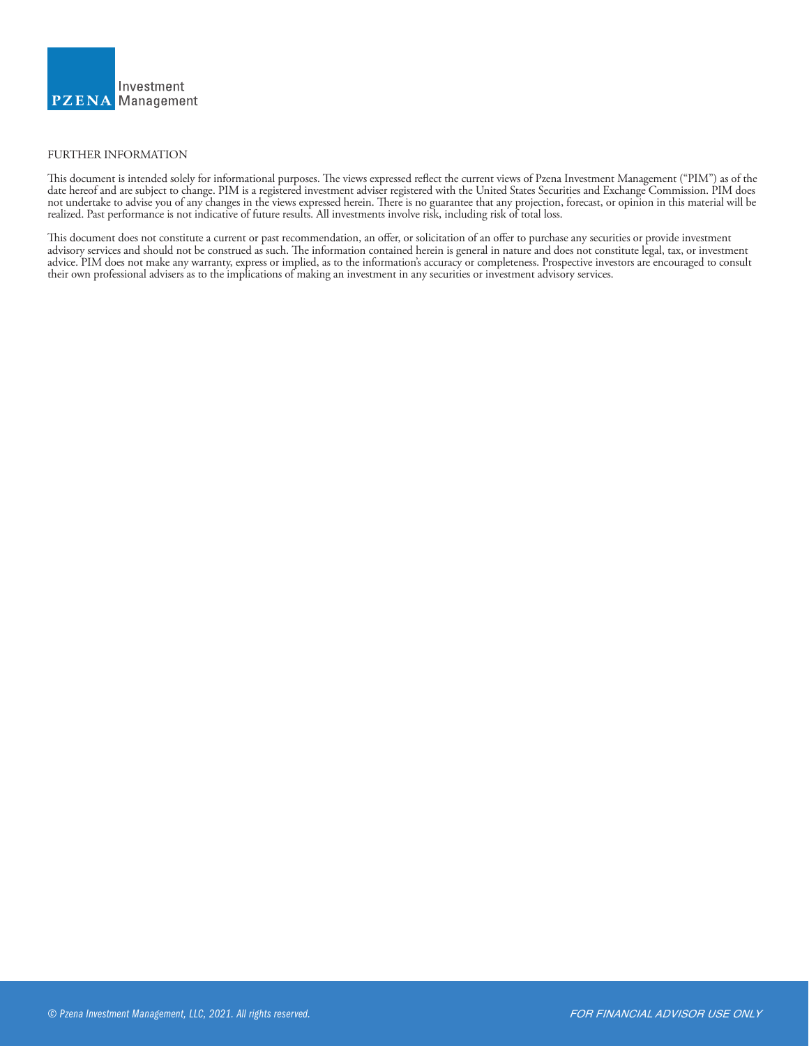## FURTHER INFORMATION

This document is intended solely for informational purposes. The views expressed reflect the current views of Pzena Investment Management ("PIM") as of the date hereof and are subject to change. PIM is a registered investment adviser registered with the United States Securities and Exchange Commission. PIM does not undertake to advise you of any changes in the views expressed herein. There is no guarantee that any projection, forecast, or opinion in this material will be realized. Past performance is not indicative of future results. All investments involve risk, including risk of total loss.

This document does not constitute a current or past recommendation, an offer, or solicitation of an offer to purchase any securities or provide investment advisory services and should not be construed as such. The information contained herein is general in nature and does not constitute legal, tax, or investment advice. PIM does not make any warranty, express or implied, as to the information's accuracy or completeness. Prospective investors are encouraged to consult their own professional advisers as to the implications of making an investment in any securities or investment advisory services.

*© Pzena Investment Management, LLC, 2021. All rights reserved.*

*FOR FINANCIAL ADVISOR USE ONLY*